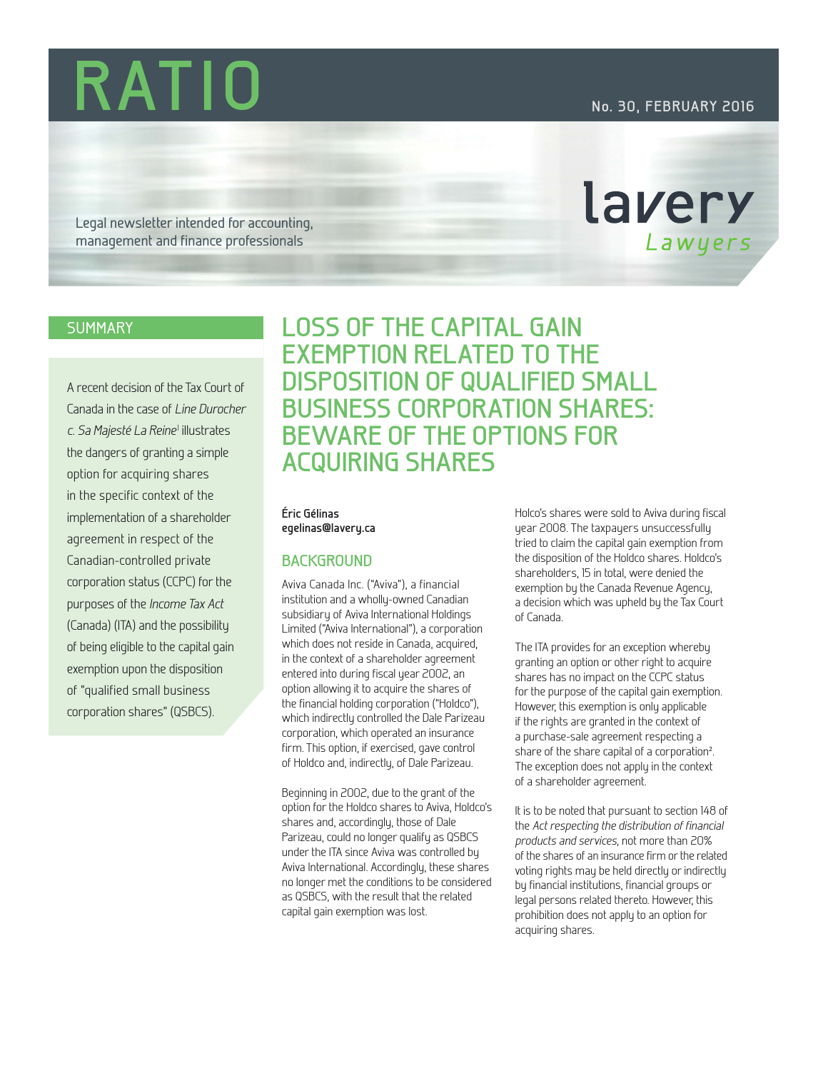# RATIO

No. 30, FEBRUARY 2016

Legal newsletter intended for accounting, management and finance professionals

lavery Lawyers

## SUMMARY

A recent decision of the Tax Court of Canada in the case of *Line Durocher c. Sa Majesté La Reine*[1] illustrates the dangers of granting a simple option for acquiring shares in the specific context of the implementation of a shareholder agreement in respect of the Canadian-controlled private corporation status (CCPC) for the purposes of the *Income Tax Act* (Canada) (ITA) and the possibility of being eligible to the capital gain exemption upon the disposition of "qualified small business corporation shares" (QSBCS).

# LOSS OF THE CAPITAL GAIN EXEMPTION RELATED TO THE DISPOSITION OF QUALIFIED SMALL BUSINESS CORPORATION SHARES: BEWARE OF THE OPTIONS FOR ACQUIRING SHARES

**Éric Gélinas**
**egelinas@lavery.ca**

## BACKGROUND

Aviva Canada Inc. ("Aviva"), a financial institution and a wholly-owned Canadian subsidiary of Aviva International Holdings Limited ("Aviva International"), a corporation which does not reside in Canada, acquired, in the context of a shareholder agreement entered into during fiscal year 2002, an option allowing it to acquire the shares of the financial holding corporation ("Holdco"), which indirectly controlled the Dale Parizeau corporation, which operated an insurance firm. This option, if exercised, gave control of Holdco and, indirectly, of Dale Parizeau.

Beginning in 2002, due to the grant of the option for the Holdco shares to Aviva, Holdco's shares and, accordingly, those of Dale Parizeau, could no longer qualify as QSBCS under the ITA since Aviva was controlled by Aviva International. Accordingly, these shares no longer met the conditions to be considered as QSBCS, with the result that the related capital gain exemption was lost.

Holco's shares were sold to Aviva during fiscal year 2008. The taxpayers unsuccessfully tried to claim the capital gain exemption from the disposition of the Holdco shares. Holdco's shareholders, 15 in total, were denied the exemption by the Canada Revenue Agency, a decision which was upheld by the Tax Court of Canada.

The ITA provides for an exception whereby granting an option or other right to acquire shares has no impact on the CCPC status for the purpose of the capital gain exemption. However, this exemption is only applicable if the rights are granted in the context of a purchase-sale agreement respecting a share of the share capital of a corporation[2]. The exception does not apply in the context of a shareholder agreement.

It is to be noted that pursuant to section 148 of the *Act respecting the distribution of financial products and services*, not more than 20% of the shares of an insurance firm or the related voting rights may be held directly or indirectly by financial institutions, financial groups or legal persons related thereto. However, this prohibition does not apply to an option for acquiring shares.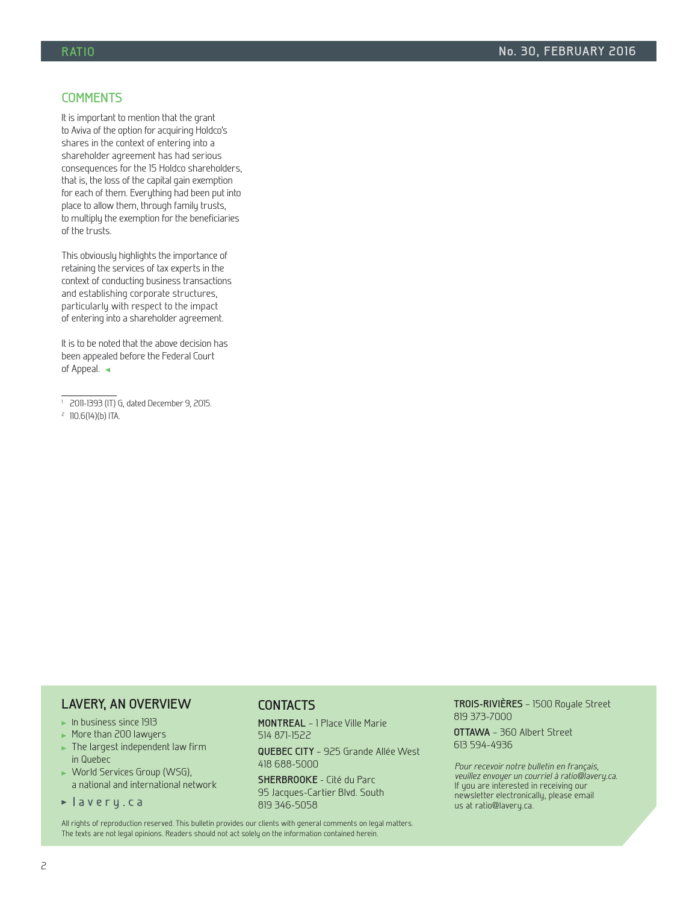## COMMENTS

It is important to mention that the grant to Aviva of the option for acquiring Holdco's shares in the context of entering into a shareholder agreement has had serious consequences for the 15 Holdco shareholders, that is, the loss of the capital gain exemption for each of them. Everything had been put into place to allow them, through family trusts, to multiply the exemption for the beneficiaries of the trusts.

This obviously highlights the importance of retaining the services of tax experts in the context of conducting business transactions and establishing corporate structures, particularly with respect to the impact of entering into a shareholder agreement.

It is to be noted that the above decision has been appealed before the Federal Court of Appeal. ◄

---

[1] 2011-1393 (IT) G, dated December 9, 2015.

[2] 110.6(14)(b) ITA.

## LAVERY, AN OVERVIEW

- In business since 1913
- More than 200 lawyers
- The largest independent law firm in Quebec
- World Services Group (WSG), a national and international network
- lavery.ca

## CONTACTS

**MONTREAL** – 1 Place Ville Marie
514 871-1522

**QUEBEC CITY** – 925 Grande Allée West
418 688-5000

**SHERBROOKE** - Cité du Parc
95 Jacques-Cartier Blvd. South
819 346-5058

**TROIS-RIVIÈRES** – 1500 Royale Street
819 373-7000

**OTTAWA** – 360 Albert Street
613 594-4936

*Pour recevoir notre bulletin en français, veuillez envoyer un courriel à ratio@lavery.ca.*
If you are interested in receiving our newsletter electronically, please email us at ratio@lavery.ca.

All rights of reproduction reserved. This bulletin provides our clients with general comments on legal matters. The texts are not legal opinions. Readers should not act solely on the information contained herein.